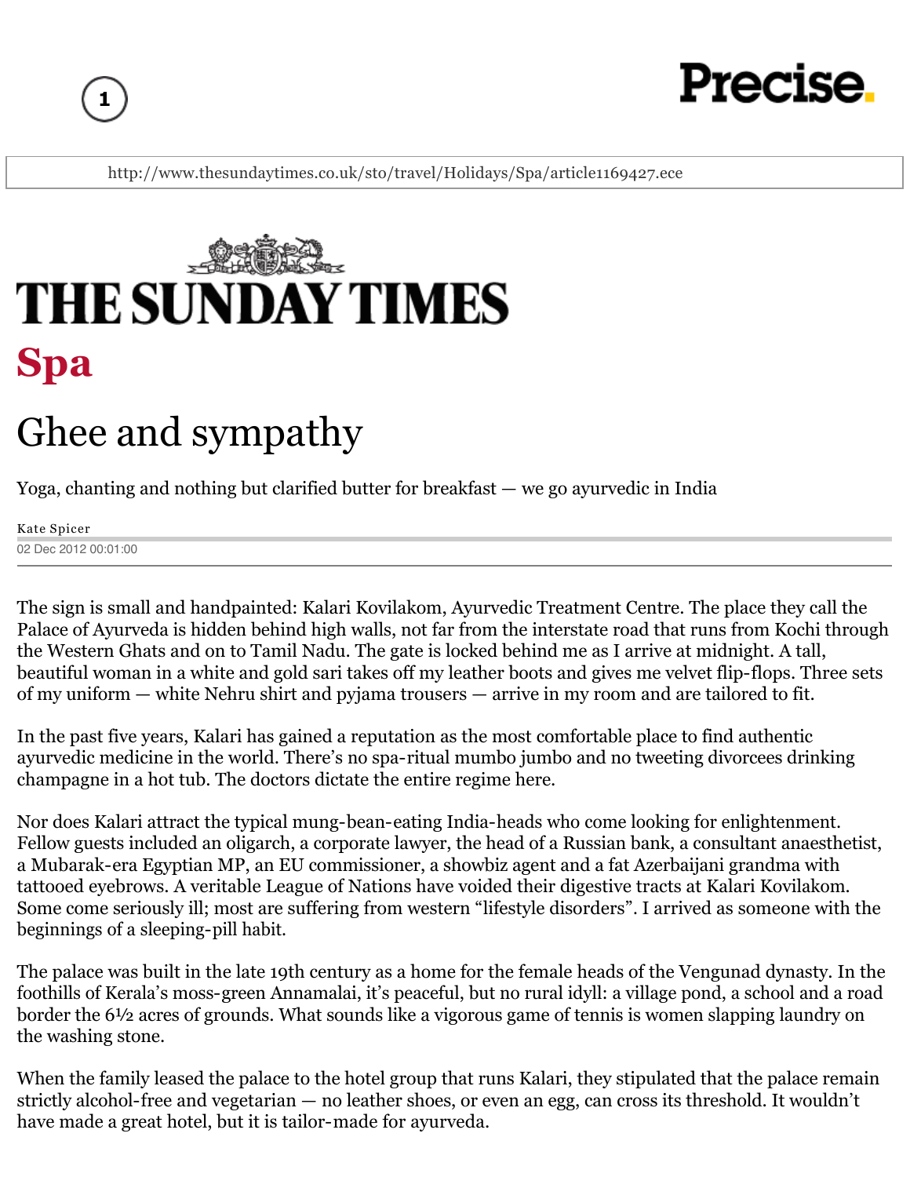http://www.thesundaytimes.co.uk/sto/travel/Holidays/Spa/article1169427.ece

THE SUNDAY TIMES

## Spa

# Ghee and sympathy

Yoga, chanting and nothing but clarified butter for breakfast — we go ayurvedic in India

Kate Spicer
02 Dec 2012 00:01:00

The sign is small and handpainted: Kalari Kovilakom, Ayurvedic Treatment Centre. The place they call the Palace of Ayurveda is hidden behind high walls, not far from the interstate road that runs from Kochi through the Western Ghats and on to Tamil Nadu. The gate is locked behind me as I arrive at midnight. A tall, beautiful woman in a white and gold sari takes off my leather boots and gives me velvet flip-flops. Three sets of my uniform — white Nehru shirt and pyjama trousers — arrive in my room and are tailored to fit.

In the past five years, Kalari has gained a reputation as the most comfortable place to find authentic ayurvedic medicine in the world. There's no spa-ritual mumbo jumbo and no tweeting divorcees drinking champagne in a hot tub. The doctors dictate the entire regime here.

Nor does Kalari attract the typical mung-bean-eating India-heads who come looking for enlightenment. Fellow guests included an oligarch, a corporate lawyer, the head of a Russian bank, a consultant anaesthetist, a Mubarak-era Egyptian MP, an EU commissioner, a showbiz agent and a fat Azerbaijani grandma with tattooed eyebrows. A veritable League of Nations have voided their digestive tracts at Kalari Kovilakom. Some come seriously ill; most are suffering from western "lifestyle disorders". I arrived as someone with the beginnings of a sleeping-pill habit.

The palace was built in the late 19th century as a home for the female heads of the Vengunad dynasty. In the foothills of Kerala's moss-green Annamalai, it's peaceful, but no rural idyll: a village pond, a school and a road border the 6½ acres of grounds. What sounds like a vigorous game of tennis is women slapping laundry on the washing stone.

When the family leased the palace to the hotel group that runs Kalari, they stipulated that the palace remain strictly alcohol-free and vegetarian — no leather shoes, or even an egg, can cross its threshold. It wouldn't have made a great hotel, but it is tailor-made for ayurveda.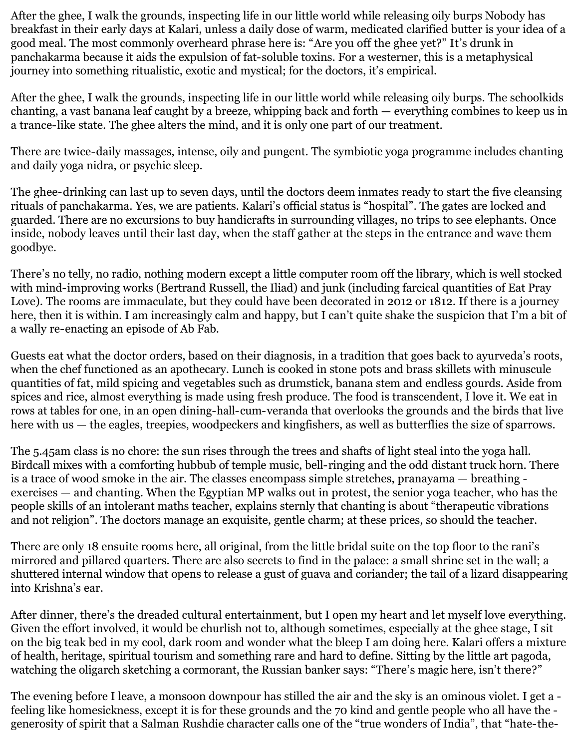After the ghee, I walk the grounds, inspecting life in our little world while releasing oily burps Nobody has breakfast in their early days at Kalari, unless a daily dose of warm, medicated clarified butter is your idea of a good meal. The most commonly overheard phrase here is: "Are you off the ghee yet?" It's drunk in panchakarma because it aids the expulsion of fat-soluble toxins. For a westerner, this is a metaphysical journey into something ritualistic, exotic and mystical; for the doctors, it's empirical.

After the ghee, I walk the grounds, inspecting life in our little world while releasing oily burps. The schoolkids chanting, a vast banana leaf caught by a breeze, whipping back and forth — everything combines to keep us in a trance-like state. The ghee alters the mind, and it is only one part of our treatment.

There are twice-daily massages, intense, oily and pungent. The symbiotic yoga programme includes chanting and daily yoga nidra, or psychic sleep.

The ghee-drinking can last up to seven days, until the doctors deem inmates ready to start the five cleansing rituals of panchakarma. Yes, we are patients. Kalari's official status is "hospital". The gates are locked and guarded. There are no excursions to buy handicrafts in surrounding villages, no trips to see elephants. Once inside, nobody leaves until their last day, when the staff gather at the steps in the entrance and wave them goodbye.

There's no telly, no radio, nothing modern except a little computer room off the library, which is well stocked with mind-improving works (Bertrand Russell, the Iliad) and junk (including farcical quantities of Eat Pray Love). The rooms are immaculate, but they could have been decorated in 2012 or 1812. If there is a journey here, then it is within. I am increasingly calm and happy, but I can't quite shake the suspicion that I'm a bit of a wally re-enacting an episode of Ab Fab.

Guests eat what the doctor orders, based on their diagnosis, in a tradition that goes back to ayurveda's roots, when the chef functioned as an apothecary. Lunch is cooked in stone pots and brass skillets with minuscule quantities of fat, mild spicing and vegetables such as drumstick, banana stem and endless gourds. Aside from spices and rice, almost everything is made using fresh produce. The food is transcendent, I love it. We eat in rows at tables for one, in an open dining-hall-cum-veranda that overlooks the grounds and the birds that live here with us — the eagles, treepies, woodpeckers and kingfishers, as well as butterflies the size of sparrows.

The 5.45am class is no chore: the sun rises through the trees and shafts of light steal into the yoga hall. Birdcall mixes with a comforting hubbub of temple music, bell-ringing and the odd distant truck horn. There is a trace of wood smoke in the air. The classes encompass simple stretches, pranayama — breathing - exercises — and chanting. When the Egyptian MP walks out in protest, the senior yoga teacher, who has the people skills of an intolerant maths teacher, explains sternly that chanting is about "therapeutic vibrations and not religion". The doctors manage an exquisite, gentle charm; at these prices, so should the teacher.

There are only 18 ensuite rooms here, all original, from the little bridal suite on the top floor to the rani's mirrored and pillared quarters. There are also secrets to find in the palace: a small shrine set in the wall; a shuttered internal window that opens to release a gust of guava and coriander; the tail of a lizard disappearing into Krishna's ear.

After dinner, there's the dreaded cultural entertainment, but I open my heart and let myself love everything. Given the effort involved, it would be churlish not to, although sometimes, especially at the ghee stage, I sit on the big teak bed in my cool, dark room and wonder what the bleep I am doing here. Kalari offers a mixture of health, heritage, spiritual tourism and something rare and hard to define. Sitting by the little art pagoda, watching the oligarch sketching a cormorant, the Russian banker says: "There's magic here, isn't there?"

The evening before I leave, a monsoon downpour has stilled the air and the sky is an ominous violet. I get a - feeling like homesickness, except it is for these grounds and the 70 kind and gentle people who all have the - generosity of spirit that a Salman Rushdie character calls one of the "true wonders of India", that "hate-the-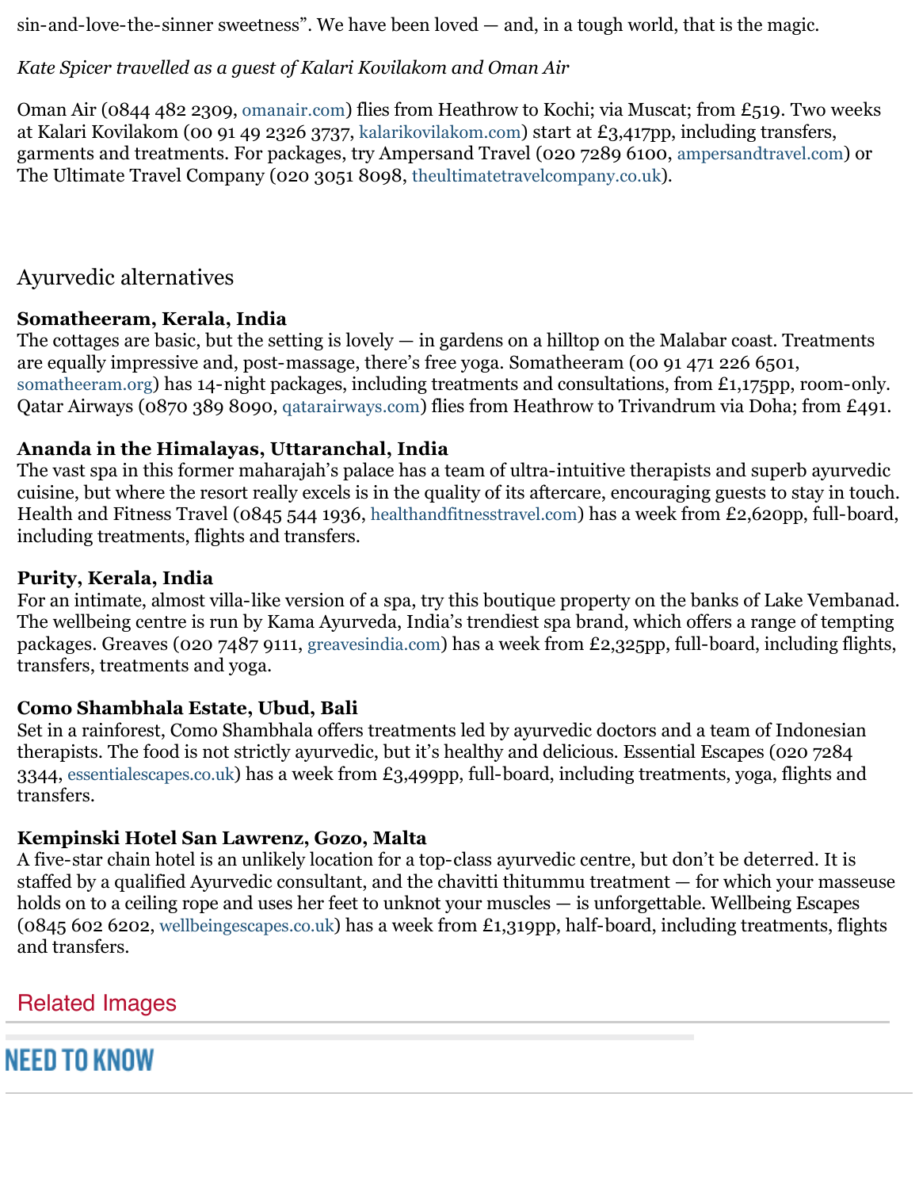sin-and-love-the-sinner sweetness". We have been loved — and, in a tough world, that is the magic.

*Kate Spicer travelled as a guest of Kalari Kovilakom and Oman Air*

Oman Air (0844 482 2309, omanair.com) flies from Heathrow to Kochi; via Muscat; from £519. Two weeks at Kalari Kovilakom (00 91 49 2326 3737, kalarikovilakom.com) start at £3,417pp, including transfers, garments and treatments. For packages, try Ampersand Travel (020 7289 6100, ampersandtravel.com) or The Ultimate Travel Company (020 3051 8098, theultimatetravelcompany.co.uk).

## Ayurvedic alternatives

**Somatheeram, Kerala, India**
The cottages are basic, but the setting is lovely — in gardens on a hilltop on the Malabar coast. Treatments are equally impressive and, post-massage, there's free yoga. Somatheeram (00 91 471 226 6501, somatheeram.org) has 14-night packages, including treatments and consultations, from £1,175pp, room-only. Qatar Airways (0870 389 8090, qatarairways.com) flies from Heathrow to Trivandrum via Doha; from £491.

**Ananda in the Himalayas, Uttaranchal, India**
The vast spa in this former maharajah's palace has a team of ultra-intuitive therapists and superb ayurvedic cuisine, but where the resort really excels is in the quality of its aftercare, encouraging guests to stay in touch. Health and Fitness Travel (0845 544 1936, healthandfitnesstravel.com) has a week from £2,620pp, full-board, including treatments, flights and transfers.

**Purity, Kerala, India**
For an intimate, almost villa-like version of a spa, try this boutique property on the banks of Lake Vembanad. The wellbeing centre is run by Kama Ayurveda, India's trendiest spa brand, which offers a range of tempting packages. Greaves (020 7487 9111, greavesindia.com) has a week from £2,325pp, full-board, including flights, transfers, treatments and yoga.

**Como Shambhala Estate, Ubud, Bali**
Set in a rainforest, Como Shambhala offers treatments led by ayurvedic doctors and a team of Indonesian therapists. The food is not strictly ayurvedic, but it's healthy and delicious. Essential Escapes (020 7284 3344, essentialescapes.co.uk) has a week from £3,499pp, full-board, including treatments, yoga, flights and transfers.

**Kempinski Hotel San Lawrenz, Gozo, Malta**
A five-star chain hotel is an unlikely location for a top-class ayurvedic centre, but don't be deterred. It is staffed by a qualified Ayurvedic consultant, and the chavitti thitummu treatment — for which your masseuse holds on to a ceiling rope and uses her feet to unknot your muscles — is unforgettable. Wellbeing Escapes (0845 602 6202, wellbeingescapes.co.uk) has a week from £1,319pp, half-board, including treatments, flights and transfers.

## Related Images

## NEED TO KNOW